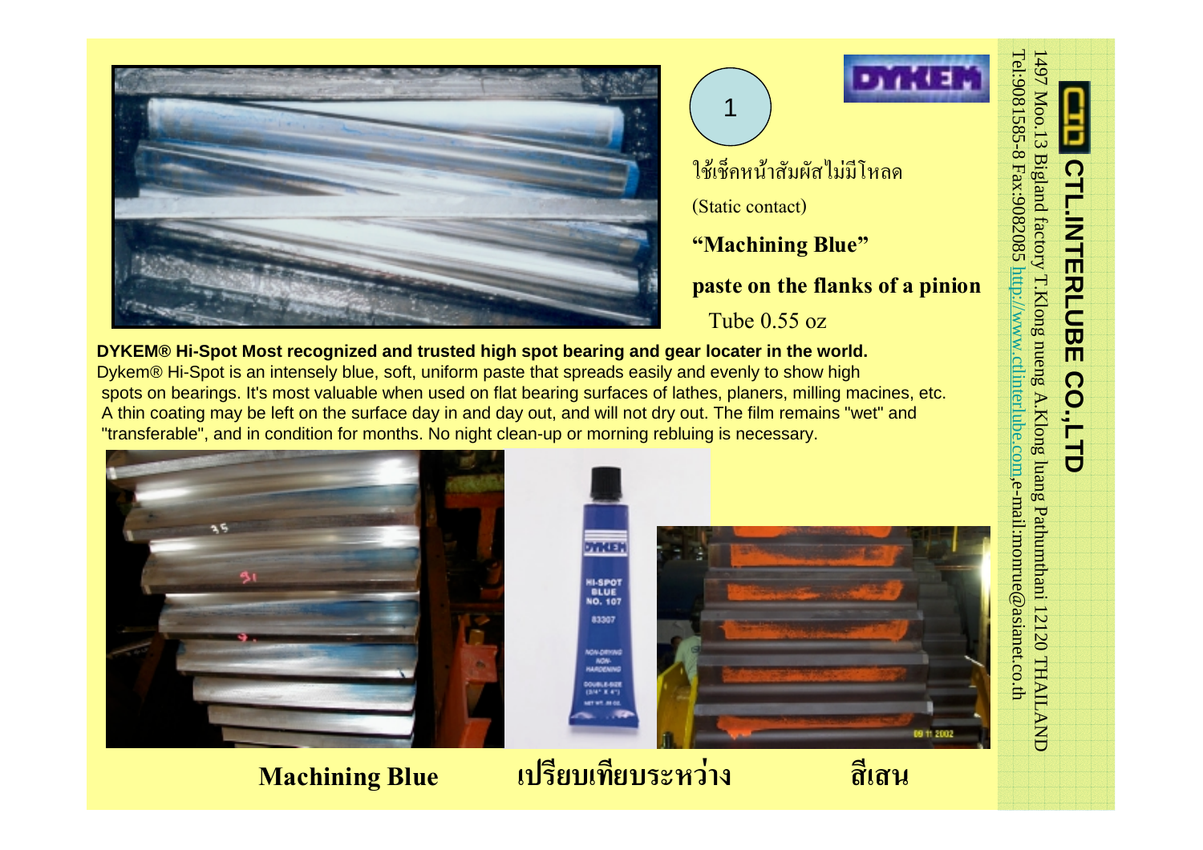1

ใช้เช็คหน้าสัมผัสไม่มีโหลด

(Static contact)

**"Machining Blue"**

**paste on the flanks of a pinion**

Tube 0.55 oz

**DYKEM® Hi-Spot Most recognized and trusted high spot bearing and gear locater in the world.**

Dykem® Hi-Spot is an intensely blue, soft, uniform paste that spreads easily and evenly to show high spots on bearings. It's most valuable when used on flat bearing surfaces of lathes, planers, milling macines, etc. A thin coating may be left on the surface day in and day out, and will not dry out. The film remains "wet" and "transferable", and in condition for months. No night clean-up or morning rebluing is necessary.

**Machining Blue** **เปรียบเทียบระหว่าง** **สีเสน**

**CTL.INTERLUBE CO.,LTD**

1497 Moo.13 Bigland factory T.Klong nueng A.Klong luang Pathumthani 12120 THAILAND

Tel:9081585-8 Fax:9082085 http://www.ctlinterlube.com,e-mail:monrue@asianet.co.th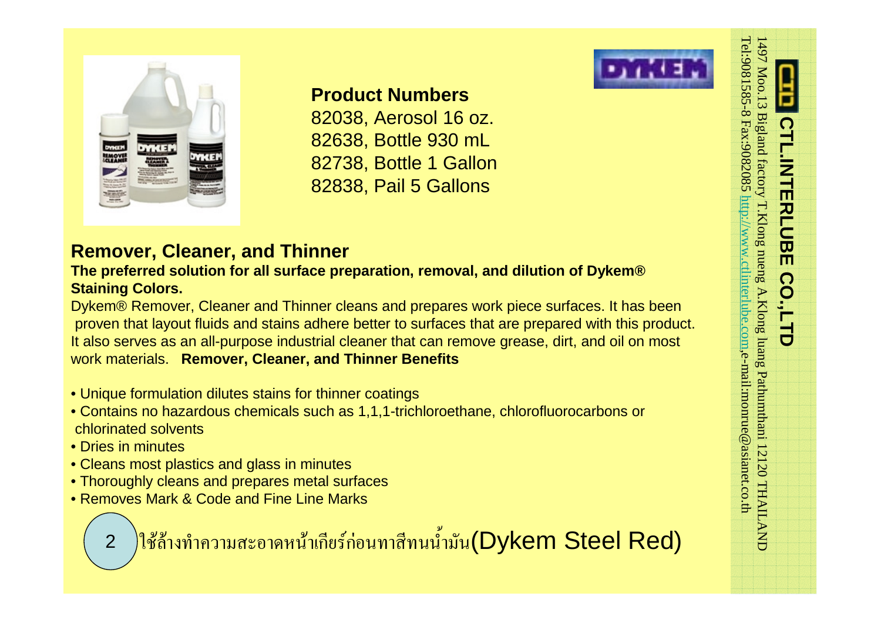**CTL.INTERLUBE CO.,LTD**
1497 Moo.13 Bigland factory T.Klong nueng A.Klong luang Pathumthani 12120 THAILAND
Tel:9081585-8 Fax:9082085 http://www.ctlinterlube.com,e-mail:monrue@asianet.co.th

**Product Numbers**
82038, Aerosol 16 oz.
82638, Bottle 930 mL
82738, Bottle 1 Gallon
82838, Pail 5 Gallons

## Remover, Cleaner, and Thinner

**The preferred solution for all surface preparation, removal, and dilution of Dykem® Staining Colors.**

Dykem® Remover, Cleaner and Thinner cleans and prepares work piece surfaces. It has been proven that layout fluids and stains adhere better to surfaces that are prepared with this product. It also serves as an all-purpose industrial cleaner that can remove grease, dirt, and oil on most work materials. **Remover, Cleaner, and Thinner Benefits**

- Unique formulation dilutes stains for thinner coatings
- Contains no hazardous chemicals such as 1,1,1-trichloroethane, chlorofluorocarbons or chlorinated solvents
- Dries in minutes
- Cleans most plastics and glass in minutes
- Thoroughly cleans and prepares metal surfaces
- Removes Mark & Code and Fine Line Marks

2 ใช้ล้างทำความสะอาดหน้าเกียร์ก่อนทาสีทนน้ำมัน(Dykem Steel Red)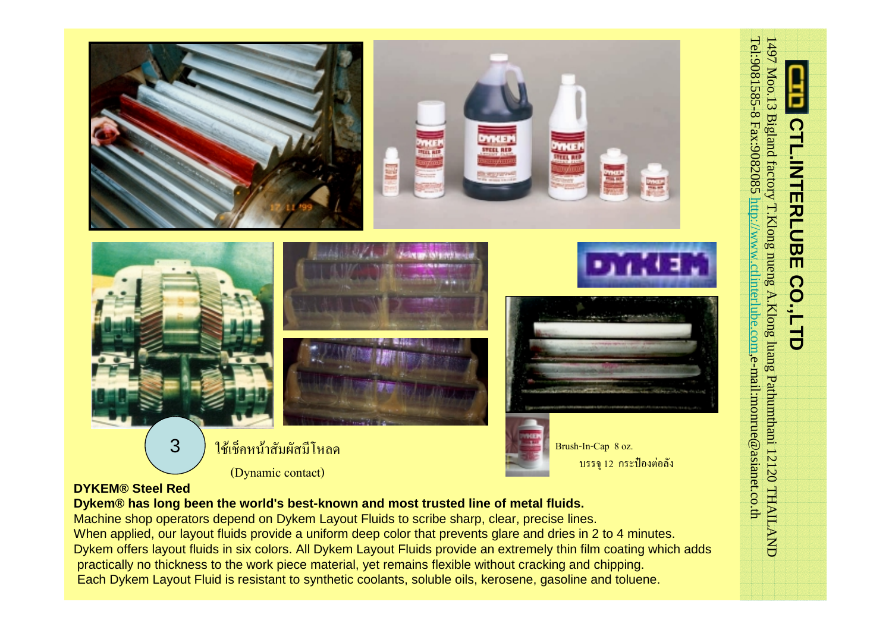**CTL.INTERLUBE CO.,LTD**

1497 Moo.13 Bigland factory T.Klong nueng A.Klong luang Pathumthani 12120 THAILAND
Tel:9081585-8 Fax:9082085 http://www.ctlinterlube.com,e-mail:monrue@asianet.co.th

DYKEM

3 ใช้เช็คหน้าสัมผัสมีโหลด

(Dynamic contact)

Brush-In-Cap 8 oz.

บรรจุ 12 กระป๋องต่อลัง

**DYKEM® Steel Red**

**Dykem® has long been the world's best-known and most trusted line of metal fluids.**

Machine shop operators depend on Dykem Layout Fluids to scribe sharp, clear, precise lines.
When applied, our layout fluids provide a uniform deep color that prevents glare and dries in 2 to 4 minutes.
Dykem offers layout fluids in six colors. All Dykem Layout Fluids provide an extremely thin film coating which adds practically no thickness to the work piece material, yet remains flexible without cracking and chipping.
Each Dykem Layout Fluid is resistant to synthetic coolants, soluble oils, kerosene, gasoline and toluene.